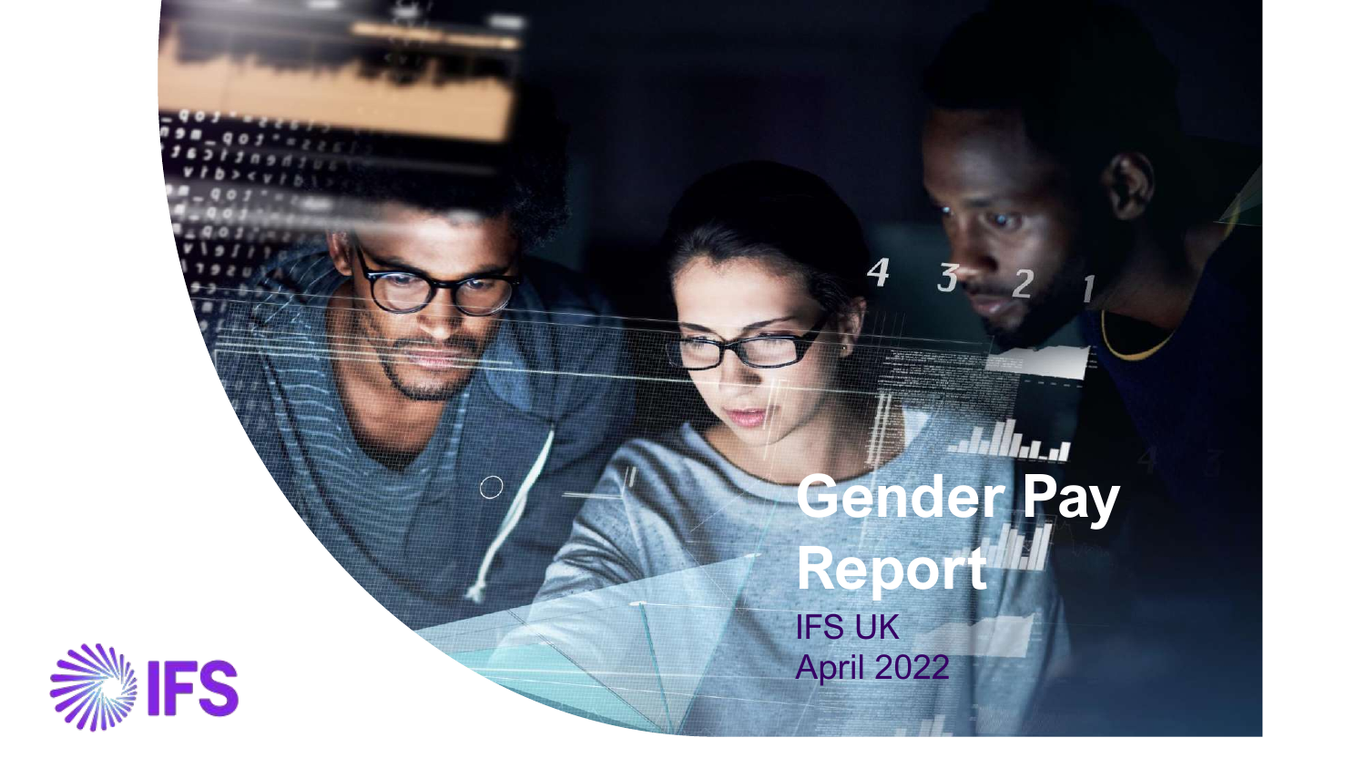# Gender Pay Report

IFS UK

April 2022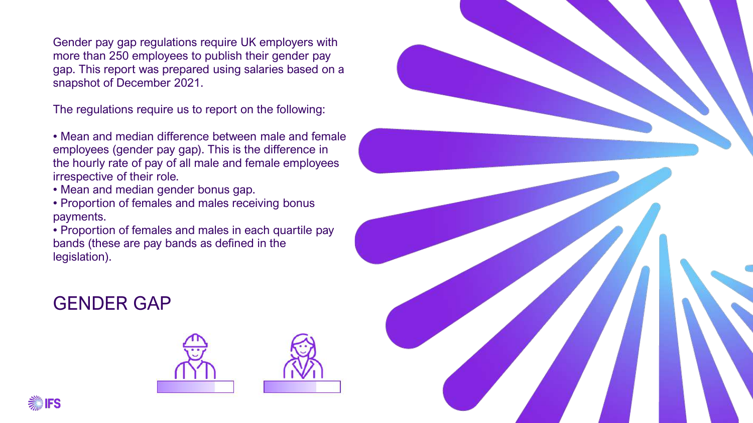Gender pay gap regulations require UK employers with more than 250 employees to publish their gender pay gap. This report was prepared using salaries based on a snapshot of December 2021.

The regulations require us to report on the following:

- Mean and median difference between male and female employees (gender pay gap). This is the difference in the hourly rate of pay of all male and female employees irrespective of their role.
- Mean and median gender bonus gap.
- Proportion of females and males receiving bonus payments.
- Proportion of females and males in each quartile pay bands (these are pay bands as defined in the legislation).

## GENDER GAP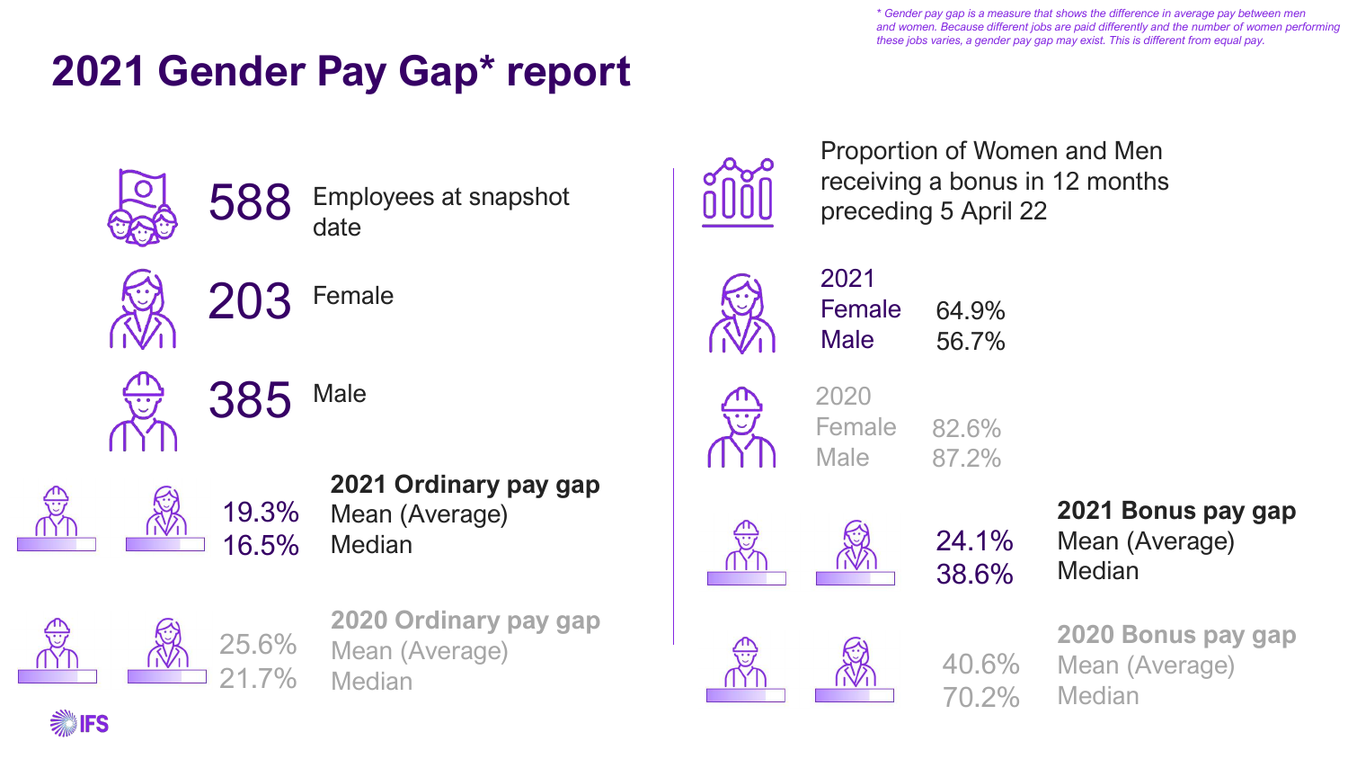*\* Gender pay gap is a measure that shows the difference in average pay between men and women. Because different jobs are paid differently and the number of women performing these jobs varies, a gender pay gap may exist. This is different from equal pay.*

# 2021 Gender Pay Gap* report

**588** Employees at snapshot date

**203** Female

**385** Male

**2021 Ordinary pay gap**

19.3% Mean (Average)

16.5% Median

**2020 Ordinary pay gap**

25.6% Mean (Average)

21.7% Median

Proportion of Women and Men receiving a bonus in 12 months preceding 5 April 22

| 2021 | |
|---|---|
| Female | 64.9% |
| Male | 56.7% |

| 2020 | |
|---|---|
| Female | 82.6% |
| Male | 87.2% |

**2021 Bonus pay gap**

24.1% Mean (Average)

38.6% Median

**2020 Bonus pay gap**

40.6% Mean (Average)

70.2% Median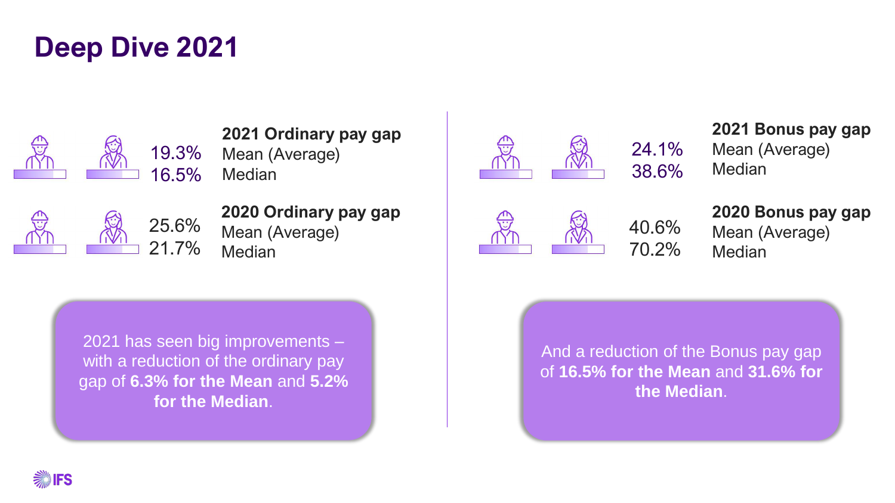# Deep Dive 2021

**2021 Ordinary pay gap**

19.3% Mean (Average)
16.5% Median

**2020 Ordinary pay gap**

25.6% Mean (Average)
21.7% Median

2021 has seen big improvements – with a reduction of the ordinary pay gap of **6.3% for the Mean** and **5.2% for the Median**.

**2021 Bonus pay gap**

24.1% Mean (Average)
38.6% Median

**2020 Bonus pay gap**

40.6% Mean (Average)
70.2% Median

And a reduction of the Bonus pay gap of **16.5% for the Mean** and **31.6% for the Median**.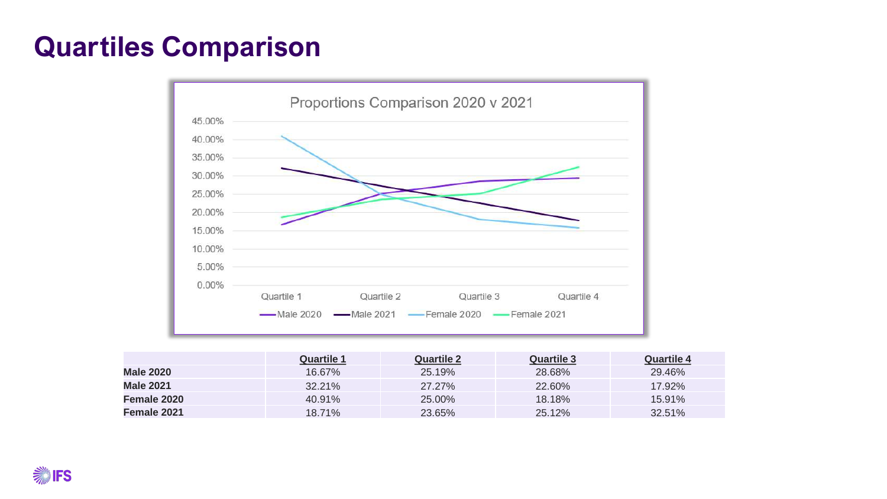# Quartiles Comparison

Proportions Comparison 2020 v 2021

| | Quartile 1 | Quartile 2 | Quartile 3 | Quartile 4 |
|---|---|---|---|---|
| **Male 2020** | 16.67% | 25.19% | 28.68% | 29.46% |
| **Male 2021** | 32.21% | 27.27% | 22.60% | 17.92% |
| **Female 2020** | 40.91% | 25.00% | 18.18% | 15.91% |
| **Female 2021** | 18.71% | 23.65% | 25.12% | 32.51% |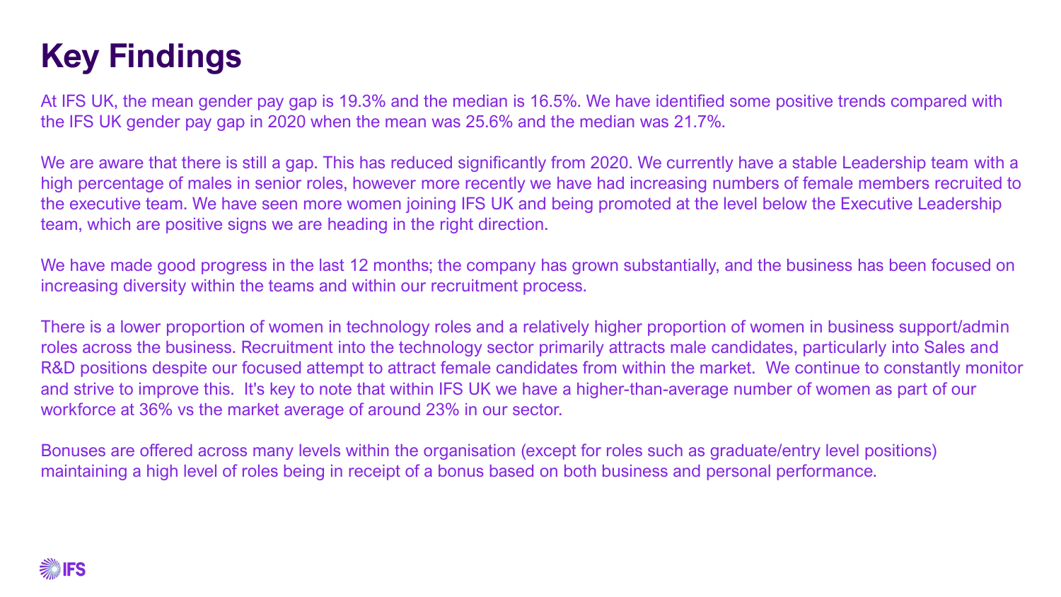# Key Findings

At IFS UK, the mean gender pay gap is 19.3% and the median is 16.5%. We have identified some positive trends compared with the IFS UK gender pay gap in 2020 when the mean was 25.6% and the median was 21.7%.

We are aware that there is still a gap. This has reduced significantly from 2020. We currently have a stable Leadership team with a high percentage of males in senior roles, however more recently we have had increasing numbers of female members recruited to the executive team. We have seen more women joining IFS UK and being promoted at the level below the Executive Leadership team, which are positive signs we are heading in the right direction.

We have made good progress in the last 12 months; the company has grown substantially, and the business has been focused on increasing diversity within the teams and within our recruitment process.

There is a lower proportion of women in technology roles and a relatively higher proportion of women in business support/admin roles across the business. Recruitment into the technology sector primarily attracts male candidates, particularly into Sales and R&D positions despite our focused attempt to attract female candidates from within the market. We continue to constantly monitor and strive to improve this. It's key to note that within IFS UK we have a higher-than-average number of women as part of our workforce at 36% vs the market average of around 23% in our sector.

Bonuses are offered across many levels within the organisation (except for roles such as graduate/entry level positions) maintaining a high level of roles being in receipt of a bonus based on both business and personal performance.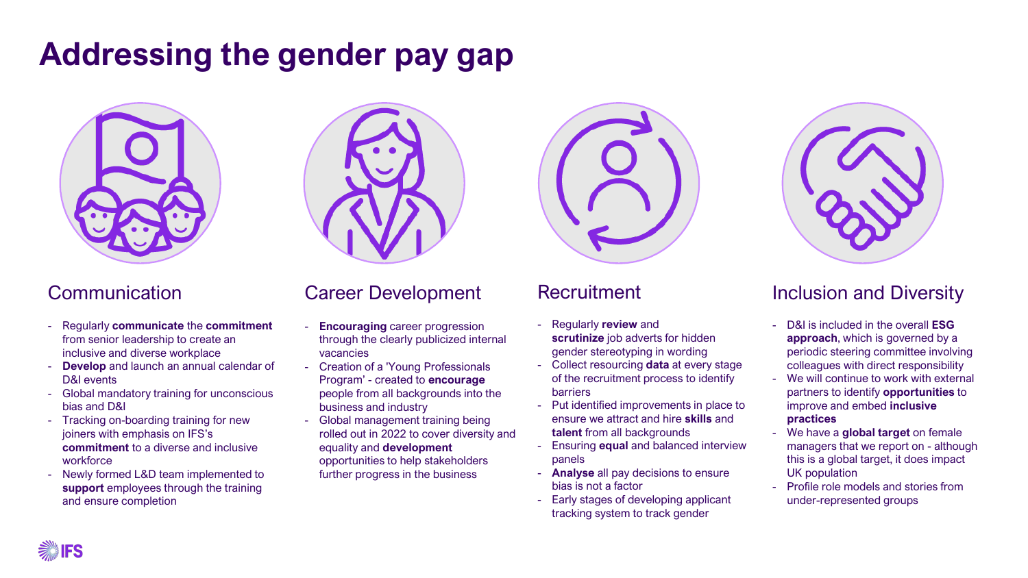# Addressing the gender pay gap

## Communication

- Regularly **communicate** the **commitment** from senior leadership to create an inclusive and diverse workplace
- **Develop** and launch an annual calendar of D&I events
- Global mandatory training for unconscious bias and D&I
- Tracking on-boarding training for new joiners with emphasis on IFS's **commitment** to a diverse and inclusive workforce
- Newly formed L&D team implemented to **support** employees through the training and ensure completion

## Career Development

- **Encouraging** career progression through the clearly publicized internal vacancies
- Creation of a 'Young Professionals Program' - created to **encourage** people from all backgrounds into the business and industry
- Global management training being rolled out in 2022 to cover diversity and equality and **development** opportunities to help stakeholders further progress in the business

## Recruitment

- Regularly **review** and **scrutinize** job adverts for hidden gender stereotyping in wording
- Collect resourcing **data** at every stage of the recruitment process to identify barriers
- Put identified improvements in place to ensure we attract and hire **skills** and **talent** from all backgrounds
- Ensuring **equal** and balanced interview panels
- **Analyse** all pay decisions to ensure bias is not a factor
- Early stages of developing applicant tracking system to track gender

## Inclusion and Diversity

- D&I is included in the overall **ESG approach**, which is governed by a periodic steering committee involving colleagues with direct responsibility
- We will continue to work with external partners to identify **opportunities** to improve and embed **inclusive practices**
- We have a **global target** on female managers that we report on - although this is a global target, it does impact UK population
- Profile role models and stories from under-represented groups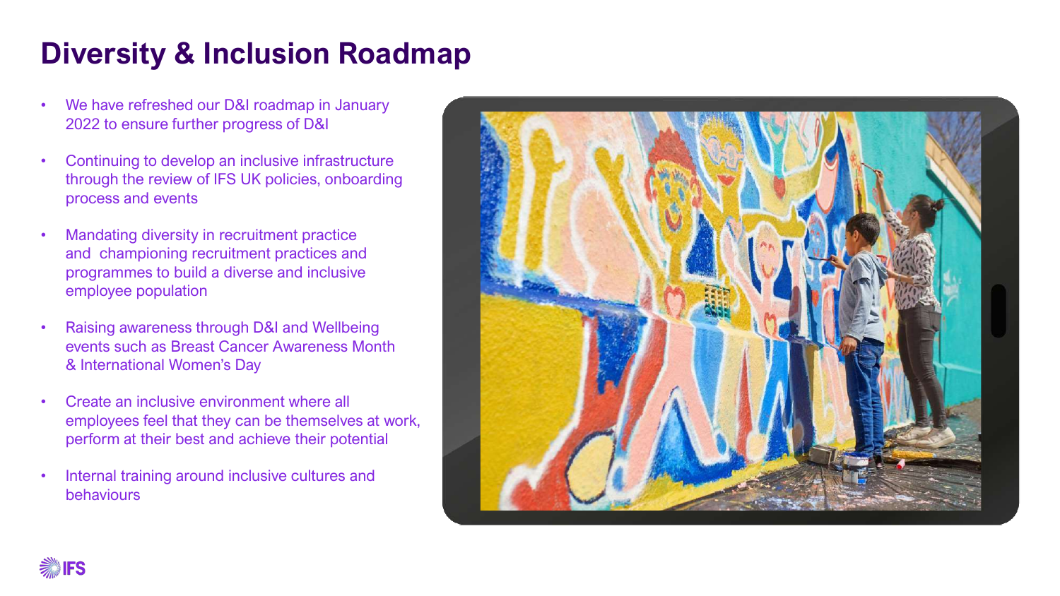# Diversity & Inclusion Roadmap

- We have refreshed our D&I roadmap in January 2022 to ensure further progress of D&I
- Continuing to develop an inclusive infrastructure through the review of IFS UK policies, onboarding process and events
- Mandating diversity in recruitment practice and championing recruitment practices and programmes to build a diverse and inclusive employee population
- Raising awareness through D&I and Wellbeing events such as Breast Cancer Awareness Month & International Women's Day
- Create an inclusive environment where all employees feel that they can be themselves at work, perform at their best and achieve their potential
- Internal training around inclusive cultures and behaviours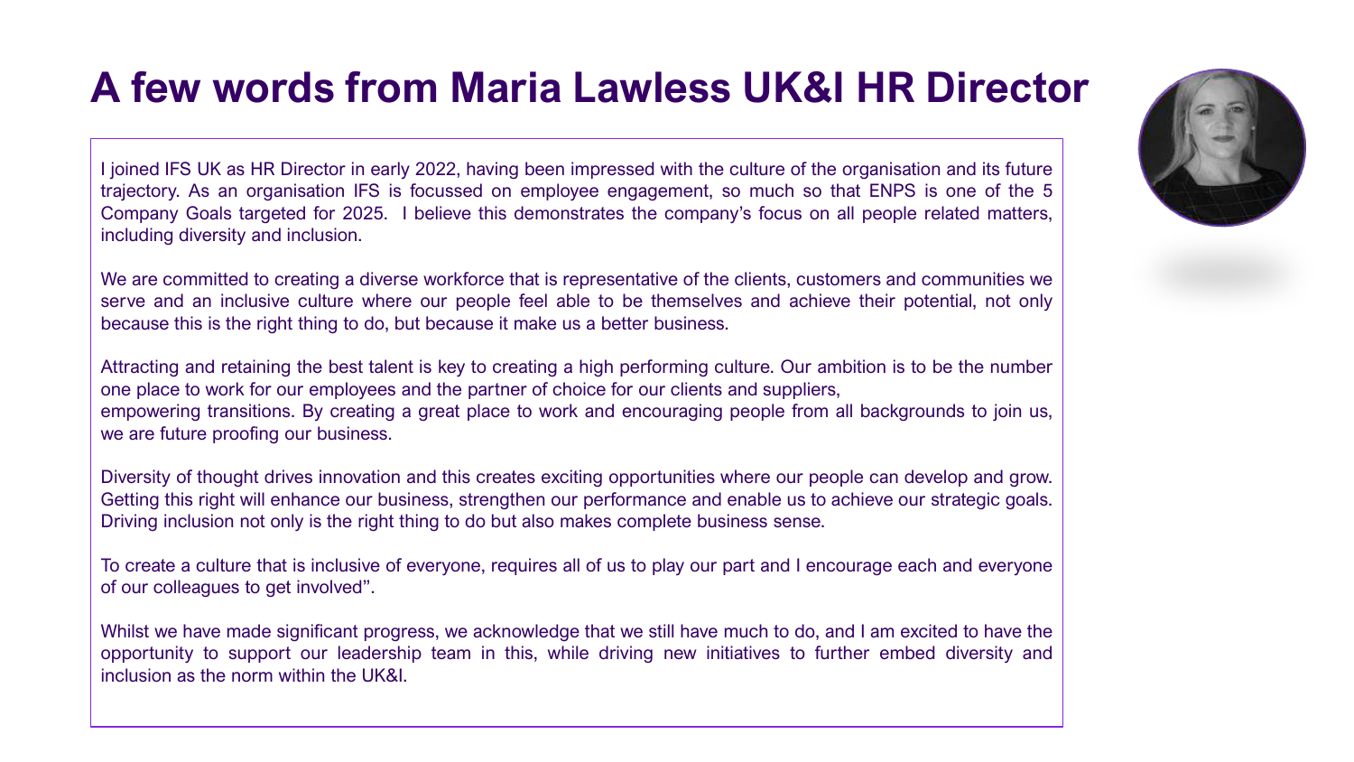# A few words from Maria Lawless UK&I HR Director

I joined IFS UK as HR Director in early 2022, having been impressed with the culture of the organisation and its future trajectory. As an organisation IFS is focussed on employee engagement, so much so that ENPS is one of the 5 Company Goals targeted for 2025. I believe this demonstrates the company's focus on all people related matters, including diversity and inclusion.

We are committed to creating a diverse workforce that is representative of the clients, customers and communities we serve and an inclusive culture where our people feel able to be themselves and achieve their potential, not only because this is the right thing to do, but because it make us a better business.

Attracting and retaining the best talent is key to creating a high performing culture. Our ambition is to be the number one place to work for our employees and the partner of choice for our clients and suppliers, empowering transitions. By creating a great place to work and encouraging people from all backgrounds to join us, we are future proofing our business.

Diversity of thought drives innovation and this creates exciting opportunities where our people can develop and grow. Getting this right will enhance our business, strengthen our performance and enable us to achieve our strategic goals. Driving inclusion not only is the right thing to do but also makes complete business sense.

To create a culture that is inclusive of everyone, requires all of us to play our part and I encourage each and everyone of our colleagues to get involved".

Whilst we have made significant progress, we acknowledge that we still have much to do, and I am excited to have the opportunity to support our leadership team in this, while driving new initiatives to further embed diversity and inclusion as the norm within the UK&I.